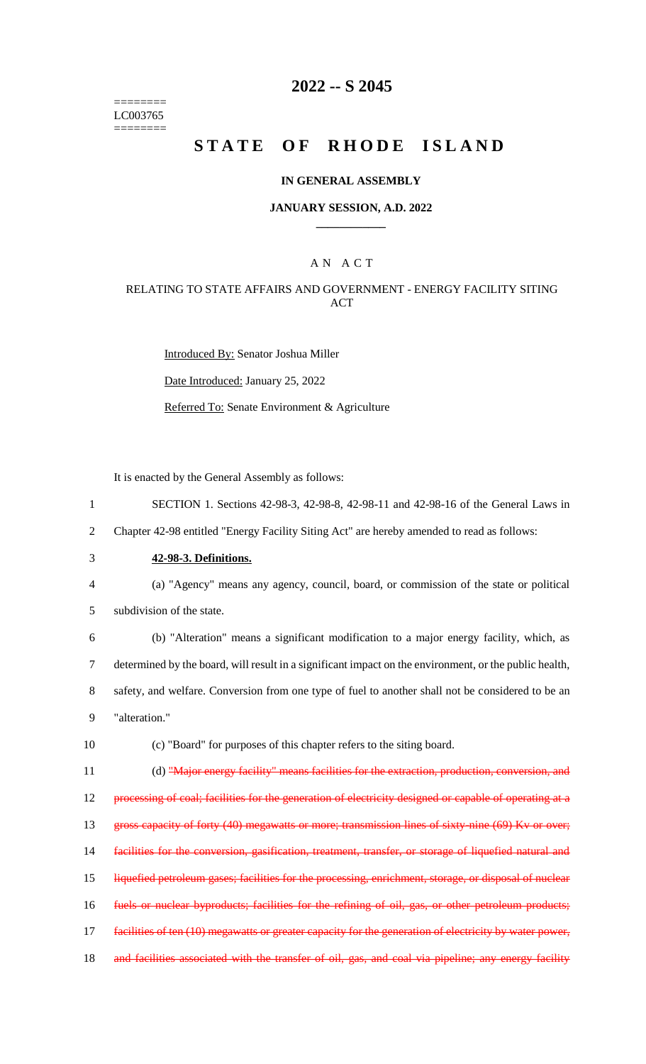======== LC003765 ========

# 2022 -- S 2045

# STATE OF RHODE ISLAND

## IN GENERAL ASSEMBLY

### JANUARY SESSION, A.D. 2022

### AN ACT

### RELATING TO STATE AFFAIRS AND GOVERNMENT - ENERGY FACILITY SITING ACT

Introduced By: Senator Joshua Miller

Date Introduced: January 25, 2022

Referred To: Senate Environment & Agriculture

It is enacted by the General Assembly as follows:

1 SECTION 1. Sections 42-98-3, 42-98-8, 42-98-11 and 42-98-16 of the General Laws in
2 Chapter 42-98 entitled "Energy Facility Siting Act" are hereby amended to read as follows:

3 **42-98-3. Definitions.**

4 (a) "Agency" means any agency, council, board, or commission of the state or political
5 subdivision of the state.

6 (b) "Alteration" means a significant modification to a major energy facility, which, as
7 determined by the board, will result in a significant impact on the environment, or the public health,
8 safety, and welfare. Conversion from one type of fuel to another shall not be considered to be an
9 "alteration."

10 (c) "Board" for purposes of this chapter refers to the siting board.

11 (d) ~~"Major energy facility" means facilities for the extraction, production, conversion, and~~
12 ~~processing of coal; facilities for the generation of electricity designed or capable of operating at a~~
13 ~~gross capacity of forty (40) megawatts or more; transmission lines of sixty-nine (69) Kv or over;~~
14 ~~facilities for the conversion, gasification, treatment, transfer, or storage of liquefied natural and~~
15 ~~liquefied petroleum gases; facilities for the processing, enrichment, storage, or disposal of nuclear~~
16 ~~fuels or nuclear byproducts; facilities for the refining of oil, gas, or other petroleum products;~~
17 ~~facilities of ten (10) megawatts or greater capacity for the generation of electricity by water power,~~
18 ~~and facilities associated with the transfer of oil, gas, and coal via pipeline; any energy facility~~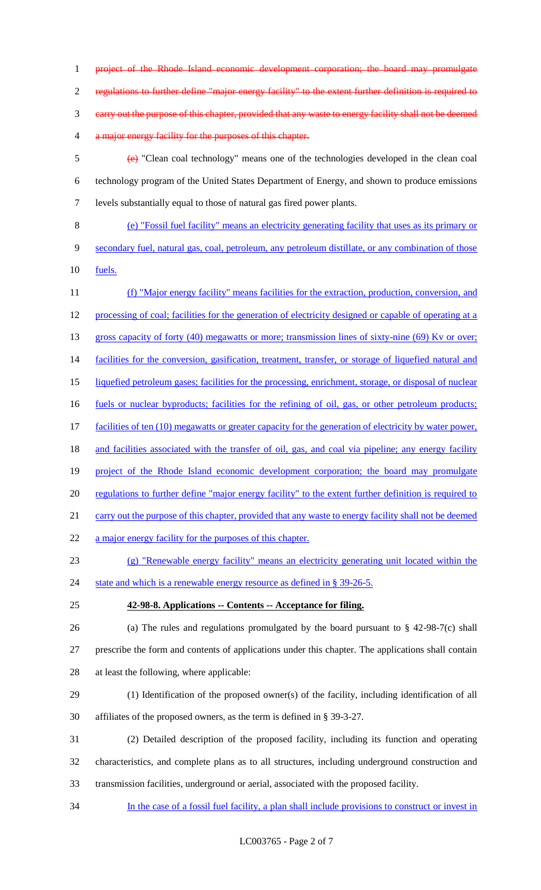project of the Rhode Island economic development corporation; the board may promulgate regulations to further define "major energy facility" to the extent further definition is required to carry out the purpose of this chapter, provided that any waste to energy facility shall not be deemed a major energy facility for the purposes of this chapter.

(e) "Clean coal technology" means one of the technologies developed in the clean coal technology program of the United States Department of Energy, and shown to produce emissions levels substantially equal to those of natural gas fired power plants.

(e) "Fossil fuel facility" means an electricity generating facility that uses as its primary or secondary fuel, natural gas, coal, petroleum, any petroleum distillate, or any combination of those fuels.

(f) "Major energy facility" means facilities for the extraction, production, conversion, and processing of coal; facilities for the generation of electricity designed or capable of operating at a gross capacity of forty (40) megawatts or more; transmission lines of sixty-nine (69) Kv or over; facilities for the conversion, gasification, treatment, transfer, or storage of liquefied natural and liquefied petroleum gases; facilities for the processing, enrichment, storage, or disposal of nuclear fuels or nuclear byproducts; facilities for the refining of oil, gas, or other petroleum products; facilities of ten (10) megawatts or greater capacity for the generation of electricity by water power, and facilities associated with the transfer of oil, gas, and coal via pipeline; any energy facility project of the Rhode Island economic development corporation; the board may promulgate regulations to further define "major energy facility" to the extent further definition is required to carry out the purpose of this chapter, provided that any waste to energy facility shall not be deemed a major energy facility for the purposes of this chapter.

(g) "Renewable energy facility" means an electricity generating unit located within the state and which is a renewable energy resource as defined in § 39-26-5.

**42-98-8. Applications -- Contents -- Acceptance for filing.**

(a) The rules and regulations promulgated by the board pursuant to § 42-98-7(c) shall prescribe the form and contents of applications under this chapter. The applications shall contain at least the following, where applicable:

(1) Identification of the proposed owner(s) of the facility, including identification of all affiliates of the proposed owners, as the term is defined in § 39-3-27.

(2) Detailed description of the proposed facility, including its function and operating characteristics, and complete plans as to all structures, including underground construction and transmission facilities, underground or aerial, associated with the proposed facility.

In the case of a fossil fuel facility, a plan shall include provisions to construct or invest in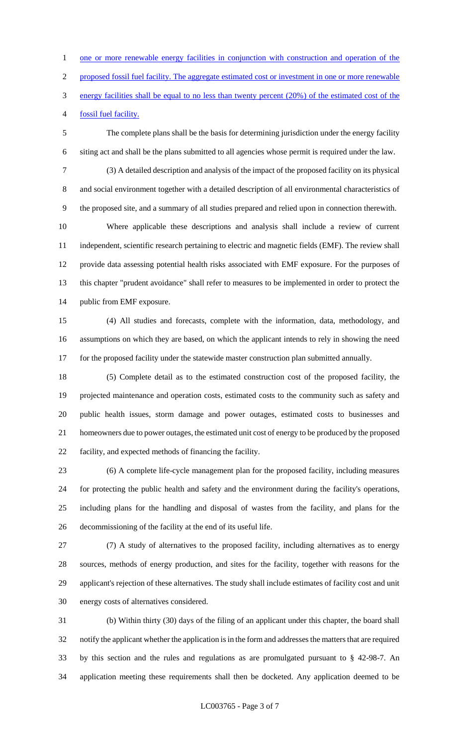one or more renewable energy facilities in conjunction with construction and operation of the proposed fossil fuel facility. The aggregate estimated cost or investment in one or more renewable energy facilities shall be equal to no less than twenty percent (20%) of the estimated cost of the fossil fuel facility.

The complete plans shall be the basis for determining jurisdiction under the energy facility siting act and shall be the plans submitted to all agencies whose permit is required under the law.

(3) A detailed description and analysis of the impact of the proposed facility on its physical and social environment together with a detailed description of all environmental characteristics of the proposed site, and a summary of all studies prepared and relied upon in connection therewith.

Where applicable these descriptions and analysis shall include a review of current independent, scientific research pertaining to electric and magnetic fields (EMF). The review shall provide data assessing potential health risks associated with EMF exposure. For the purposes of this chapter "prudent avoidance" shall refer to measures to be implemented in order to protect the public from EMF exposure.

(4) All studies and forecasts, complete with the information, data, methodology, and assumptions on which they are based, on which the applicant intends to rely in showing the need for the proposed facility under the statewide master construction plan submitted annually.

(5) Complete detail as to the estimated construction cost of the proposed facility, the projected maintenance and operation costs, estimated costs to the community such as safety and public health issues, storm damage and power outages, estimated costs to businesses and homeowners due to power outages, the estimated unit cost of energy to be produced by the proposed facility, and expected methods of financing the facility.

(6) A complete life-cycle management plan for the proposed facility, including measures for protecting the public health and safety and the environment during the facility's operations, including plans for the handling and disposal of wastes from the facility, and plans for the decommissioning of the facility at the end of its useful life.

(7) A study of alternatives to the proposed facility, including alternatives as to energy sources, methods of energy production, and sites for the facility, together with reasons for the applicant's rejection of these alternatives. The study shall include estimates of facility cost and unit energy costs of alternatives considered.

(b) Within thirty (30) days of the filing of an applicant under this chapter, the board shall notify the applicant whether the application is in the form and addresses the matters that are required by this section and the rules and regulations as are promulgated pursuant to § 42-98-7. An application meeting these requirements shall then be docketed. Any application deemed to be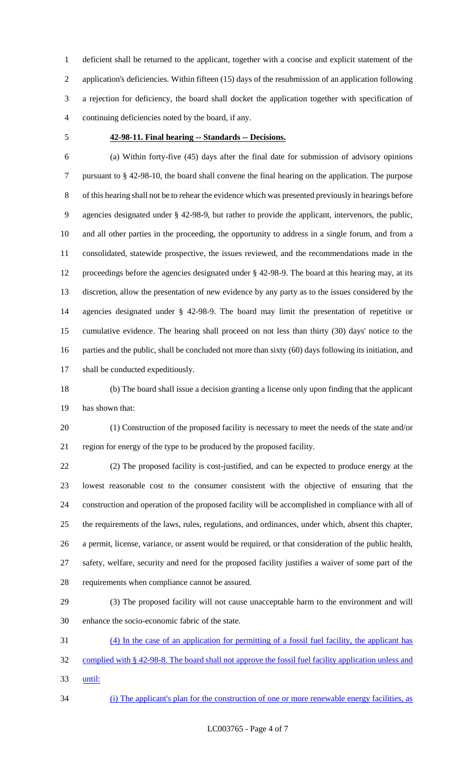deficient shall be returned to the applicant, together with a concise and explicit statement of the application's deficiencies. Within fifteen (15) days of the resubmission of an application following a rejection for deficiency, the board shall docket the application together with specification of continuing deficiencies noted by the board, if any.

**42-98-11. Final hearing -- Standards -- Decisions.**

(a) Within forty-five (45) days after the final date for submission of advisory opinions pursuant to § 42-98-10, the board shall convene the final hearing on the application. The purpose of this hearing shall not be to rehear the evidence which was presented previously in hearings before agencies designated under § 42-98-9, but rather to provide the applicant, intervenors, the public, and all other parties in the proceeding, the opportunity to address in a single forum, and from a consolidated, statewide prospective, the issues reviewed, and the recommendations made in the proceedings before the agencies designated under § 42-98-9. The board at this hearing may, at its discretion, allow the presentation of new evidence by any party as to the issues considered by the agencies designated under § 42-98-9. The board may limit the presentation of repetitive or cumulative evidence. The hearing shall proceed on not less than thirty (30) days' notice to the parties and the public, shall be concluded not more than sixty (60) days following its initiation, and shall be conducted expeditiously.

(b) The board shall issue a decision granting a license only upon finding that the applicant has shown that:

(1) Construction of the proposed facility is necessary to meet the needs of the state and/or region for energy of the type to be produced by the proposed facility.

(2) The proposed facility is cost-justified, and can be expected to produce energy at the lowest reasonable cost to the consumer consistent with the objective of ensuring that the construction and operation of the proposed facility will be accomplished in compliance with all of the requirements of the laws, rules, regulations, and ordinances, under which, absent this chapter, a permit, license, variance, or assent would be required, or that consideration of the public health, safety, welfare, security and need for the proposed facility justifies a waiver of some part of the requirements when compliance cannot be assured.

(3) The proposed facility will not cause unacceptable harm to the environment and will enhance the socio-economic fabric of the state.

(4) In the case of an application for permitting of a fossil fuel facility, the applicant has complied with § 42-98-8. The board shall not approve the fossil fuel facility application unless and until:

(i) The applicant's plan for the construction of one or more renewable energy facilities, as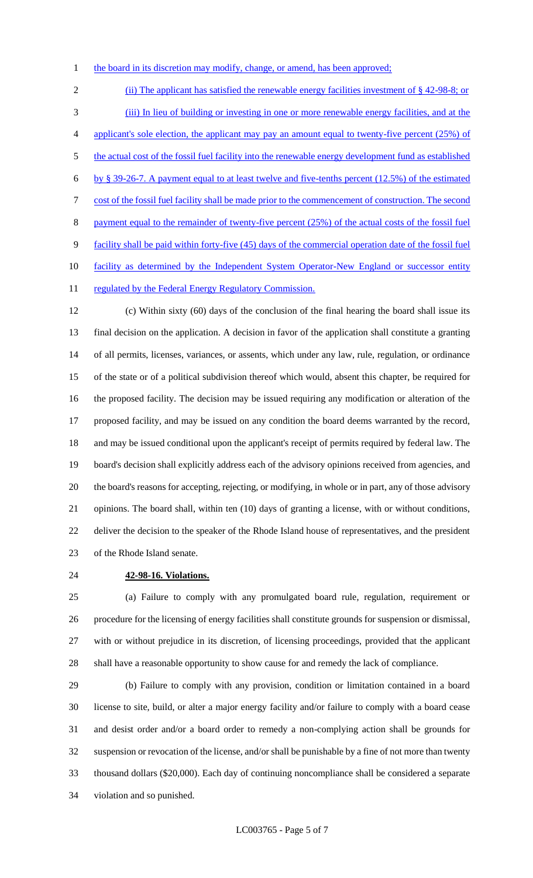the board in its discretion may modify, change, or amend, has been approved;

(ii) The applicant has satisfied the renewable energy facilities investment of § 42-98-8; or

(iii) In lieu of building or investing in one or more renewable energy facilities, and at the applicant's sole election, the applicant may pay an amount equal to twenty-five percent (25%) of the actual cost of the fossil fuel facility into the renewable energy development fund as established by § 39-26-7. A payment equal to at least twelve and five-tenths percent (12.5%) of the estimated cost of the fossil fuel facility shall be made prior to the commencement of construction. The second payment equal to the remainder of twenty-five percent (25%) of the actual costs of the fossil fuel facility shall be paid within forty-five (45) days of the commercial operation date of the fossil fuel facility as determined by the Independent System Operator-New England or successor entity regulated by the Federal Energy Regulatory Commission.

(c) Within sixty (60) days of the conclusion of the final hearing the board shall issue its final decision on the application. A decision in favor of the application shall constitute a granting of all permits, licenses, variances, or assents, which under any law, rule, regulation, or ordinance of the state or of a political subdivision thereof which would, absent this chapter, be required for the proposed facility. The decision may be issued requiring any modification or alteration of the proposed facility, and may be issued on any condition the board deems warranted by the record, and may be issued conditional upon the applicant's receipt of permits required by federal law. The board's decision shall explicitly address each of the advisory opinions received from agencies, and the board's reasons for accepting, rejecting, or modifying, in whole or in part, any of those advisory opinions. The board shall, within ten (10) days of granting a license, with or without conditions, deliver the decision to the speaker of the Rhode Island house of representatives, and the president of the Rhode Island senate.

**42-98-16. Violations.**

(a) Failure to comply with any promulgated board rule, regulation, requirement or procedure for the licensing of energy facilities shall constitute grounds for suspension or dismissal, with or without prejudice in its discretion, of licensing proceedings, provided that the applicant shall have a reasonable opportunity to show cause for and remedy the lack of compliance.

(b) Failure to comply with any provision, condition or limitation contained in a board license to site, build, or alter a major energy facility and/or failure to comply with a board cease and desist order and/or a board order to remedy a non-complying action shall be grounds for suspension or revocation of the license, and/or shall be punishable by a fine of not more than twenty thousand dollars ($20,000). Each day of continuing noncompliance shall be considered a separate violation and so punished.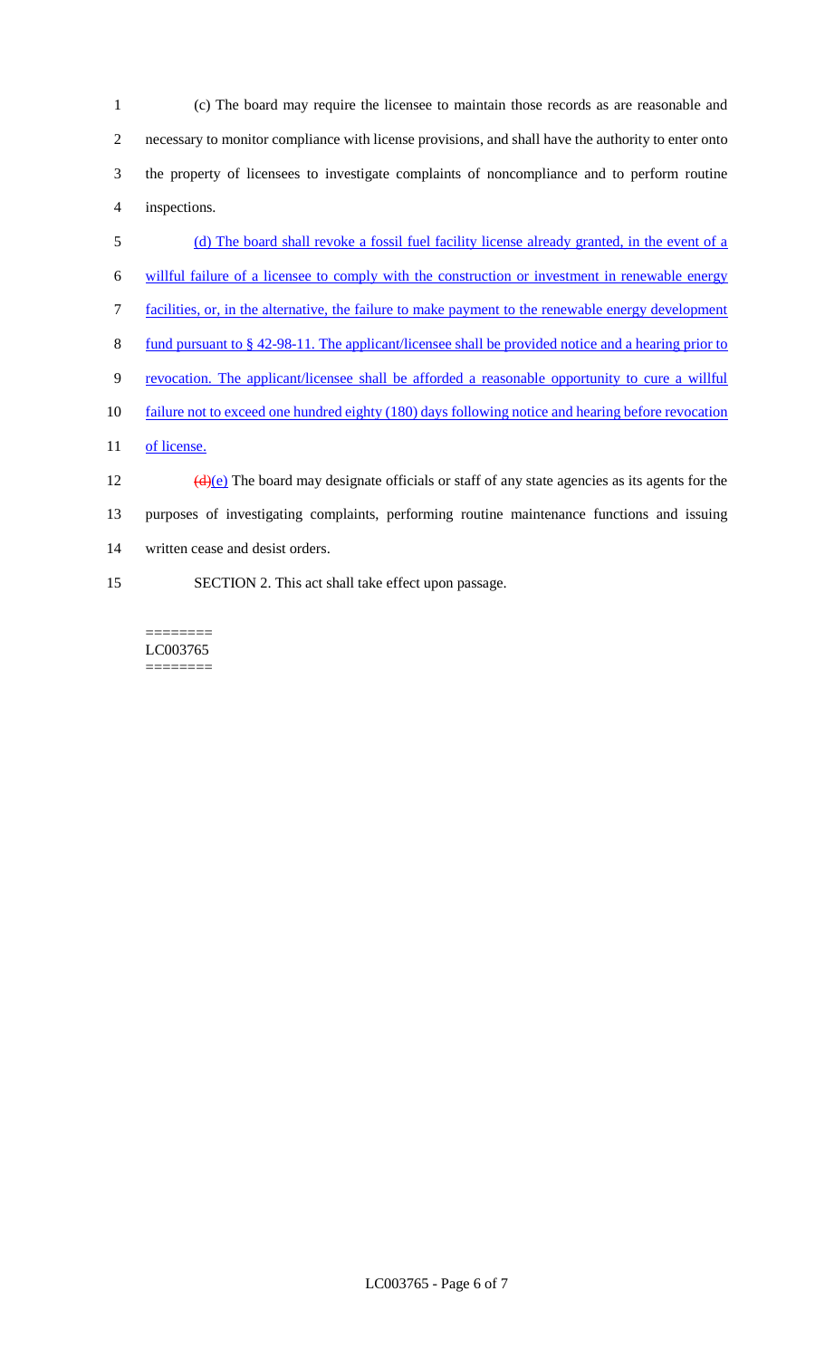(c) The board may require the licensee to maintain those records as are reasonable and necessary to monitor compliance with license provisions, and shall have the authority to enter onto the property of licensees to investigate complaints of noncompliance and to perform routine inspections.

(d) The board shall revoke a fossil fuel facility license already granted, in the event of a willful failure of a licensee to comply with the construction or investment in renewable energy facilities, or, in the alternative, the failure to make payment to the renewable energy development fund pursuant to § 42-98-11. The applicant/licensee shall be provided notice and a hearing prior to revocation. The applicant/licensee shall be afforded a reasonable opportunity to cure a willful failure not to exceed one hundred eighty (180) days following notice and hearing before revocation of license.

~~(d)~~(e) The board may designate officials or staff of any state agencies as its agents for the purposes of investigating complaints, performing routine maintenance functions and issuing written cease and desist orders.

SECTION 2. This act shall take effect upon passage.

========
LC003765
========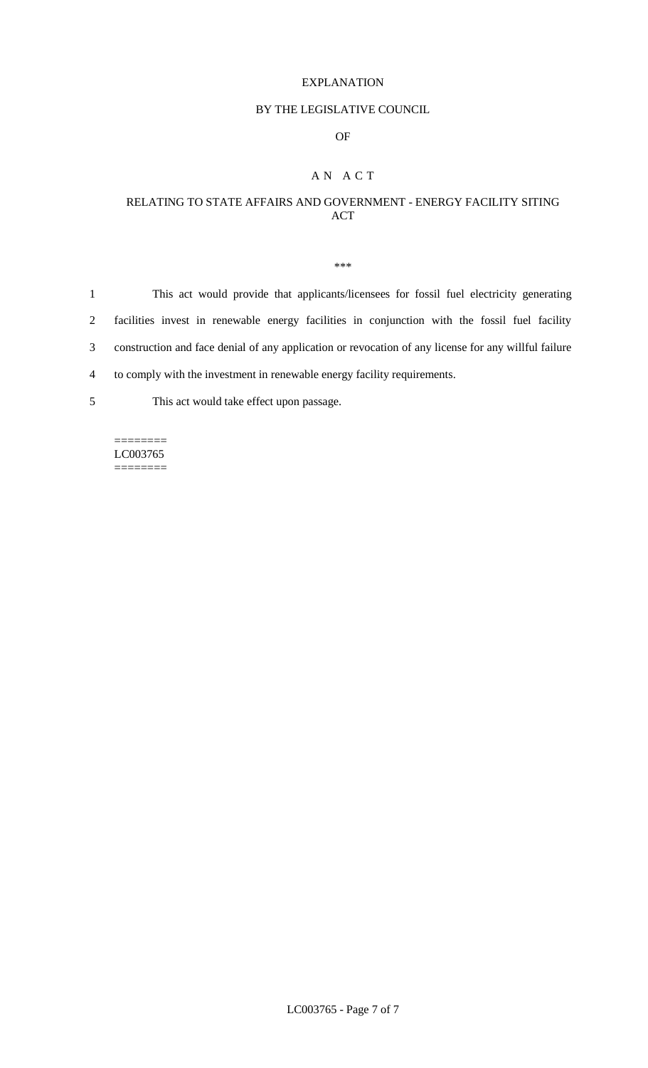EXPLANATION

BY THE LEGISLATIVE COUNCIL

OF

# A N A C T

## RELATING TO STATE AFFAIRS AND GOVERNMENT - ENERGY FACILITY SITING ACT

\*\*\*

1 This act would provide that applicants/licensees for fossil fuel electricity generating
2 facilities invest in renewable energy facilities in conjunction with the fossil fuel facility
3 construction and face denial of any application or revocation of any license for any willful failure
4 to comply with the investment in renewable energy facility requirements.
5 This act would take effect upon passage.

========
LC003765
========